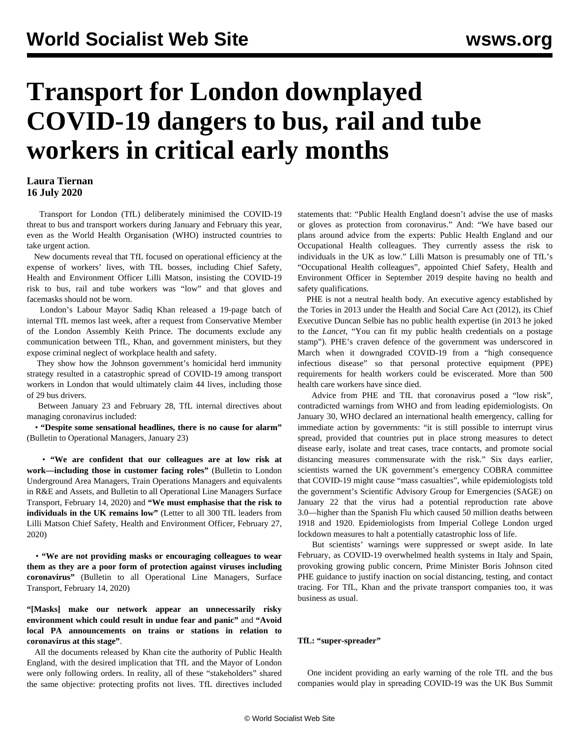# Transport for London downplayed COVID-19 dangers to bus, rail and tube workers in critical early months

**Laura Tiernan**
**16 July 2020**

Transport for London (TfL) deliberately minimised the COVID-19 threat to bus and transport workers during January and February this year, even as the World Health Organisation (WHO) instructed countries to take urgent action.

New documents reveal that TfL focused on operational efficiency at the expense of workers' lives, with TfL bosses, including Chief Safety, Health and Environment Officer Lilli Matson, insisting the COVID-19 risk to bus, rail and tube workers was "low" and that gloves and facemasks should not be worn.

London's Labour Mayor Sadiq Khan released a 19-page batch of internal TfL memos last week, after a request from Conservative Member of the London Assembly Keith Prince. The documents exclude any communication between TfL, Khan, and government ministers, but they expose criminal neglect of workplace health and safety.

They show how the Johnson government's homicidal herd immunity strategy resulted in a catastrophic spread of COVID-19 among transport workers in London that would ultimately claim 44 lives, including those of 29 bus drivers.

Between January 23 and February 28, TfL internal directives about managing coronavirus included:

- **"Despite some sensational headlines, there is no cause for alarm"** (Bulletin to Operational Managers, January 23)

- **"We are confident that our colleagues are at low risk at work—including those in customer facing roles"** (Bulletin to London Underground Area Managers, Train Operations Managers and equivalents in R&E and Assets, and Bulletin to all Operational Line Managers Surface Transport, February 14, 2020) and **"We must emphasise that the risk to individuals in the UK remains low"** (Letter to all 300 TfL leaders from Lilli Matson Chief Safety, Health and Environment Officer, February 27, 2020)

- **"We are not providing masks or encouraging colleagues to wear them as they are a poor form of protection against viruses including coronavirus"** (Bulletin to all Operational Line Managers, Surface Transport, February 14, 2020)

**"[Masks] make our network appear an unnecessarily risky environment which could result in undue fear and panic"** and **"Avoid local PA announcements on trains or stations in relation to coronavirus at this stage"**.

All the documents released by Khan cite the authority of Public Health England, with the desired implication that TfL and the Mayor of London were only following orders. In reality, all of these "stakeholders" shared the same objective: protecting profits not lives. TfL directives included statements that: "Public Health England doesn't advise the use of masks or gloves as protection from coronavirus." And: "We have based our plans around advice from the experts: Public Health England and our Occupational Health colleagues. They currently assess the risk to individuals in the UK as low." Lilli Matson is presumably one of TfL's "Occupational Health colleagues", appointed Chief Safety, Health and Environment Officer in September 2019 despite having no health and safety qualifications.

PHE is not a neutral health body. An executive agency established by the Tories in 2013 under the Health and Social Care Act (2012), its Chief Executive Duncan Selbie has no public health expertise (in 2013 he joked to the *Lancet*, "You can fit my public health credentials on a postage stamp"). PHE's craven defence of the government was underscored in March when it downgraded COVID-19 from a "high consequence infectious disease" so that personal protective equipment (PPE) requirements for health workers could be eviscerated. More than 500 health care workers have since died.

Advice from PHE and TfL that coronavirus posed a "low risk", contradicted warnings from WHO and from leading epidemiologists. On January 30, WHO declared an international health emergency, calling for immediate action by governments: "it is still possible to interrupt virus spread, provided that countries put in place strong measures to detect disease early, isolate and treat cases, trace contacts, and promote social distancing measures commensurate with the risk." Six days earlier, scientists warned the UK government's emergency COBRA committee that COVID-19 might cause "mass casualties", while epidemiologists told the government's Scientific Advisory Group for Emergencies (SAGE) on January 22 that the virus had a potential reproduction rate above 3.0—higher than the Spanish Flu which caused 50 million deaths between 1918 and 1920. Epidemiologists from Imperial College London urged lockdown measures to halt a potentially catastrophic loss of life.

But scientists' warnings were suppressed or swept aside. In late February, as COVID-19 overwhelmed health systems in Italy and Spain, provoking growing public concern, Prime Minister Boris Johnson cited PHE guidance to justify inaction on social distancing, testing, and contact tracing. For TfL, Khan and the private transport companies too, it was business as usual.

**TfL: "super-spreader"**

One incident providing an early warning of the role TfL and the bus companies would play in spreading COVID-19 was the UK Bus Summit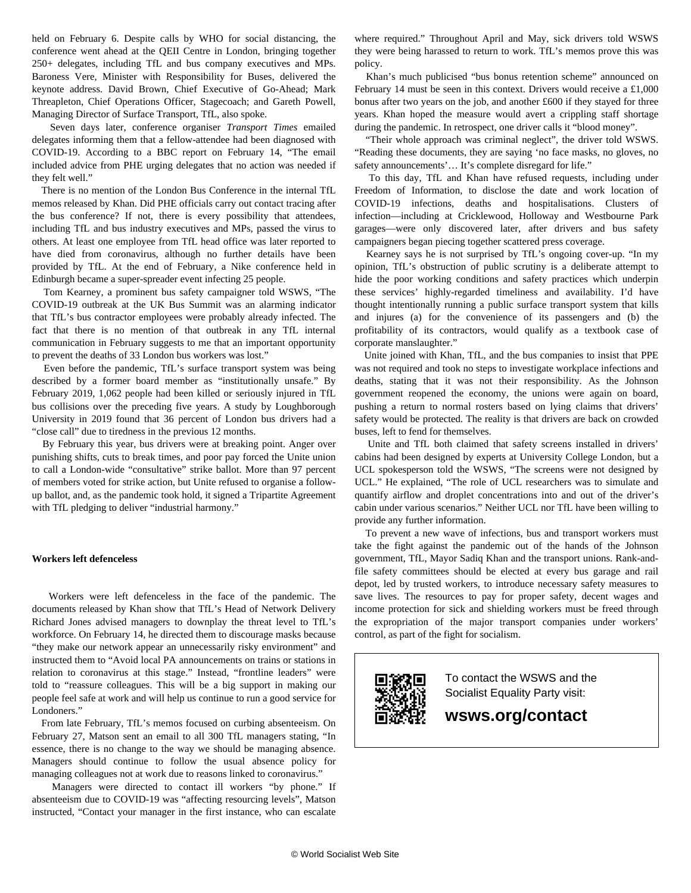held on February 6. Despite calls by WHO for social distancing, the conference went ahead at the QEII Centre in London, bringing together 250+ delegates, including TfL and bus company executives and MPs. Baroness Vere, Minister with Responsibility for Buses, delivered the keynote address. David Brown, Chief Executive of Go-Ahead; Mark Threapleton, Chief Operations Officer, Stagecoach; and Gareth Powell, Managing Director of Surface Transport, TfL, also spoke.

Seven days later, conference organiser *Transport Times* emailed delegates informing them that a fellow-attendee had been diagnosed with COVID-19. According to a BBC report on February 14, "The email included advice from PHE urging delegates that no action was needed if they felt well."

There is no mention of the London Bus Conference in the internal TfL memos released by Khan. Did PHE officials carry out contact tracing after the bus conference? If not, there is every possibility that attendees, including TfL and bus industry executives and MPs, passed the virus to others. At least one employee from TfL head office was later reported to have died from coronavirus, although no further details have been provided by TfL. At the end of February, a Nike conference held in Edinburgh became a super-spreader event infecting 25 people.

Tom Kearney, a prominent bus safety campaigner told WSWS, "The COVID-19 outbreak at the UK Bus Summit was an alarming indicator that TfL's bus contractor employees were probably already infected. The fact that there is no mention of that outbreak in any TfL internal communication in February suggests to me that an important opportunity to prevent the deaths of 33 London bus workers was lost."

Even before the pandemic, TfL's surface transport system was being described by a former board member as "institutionally unsafe." By February 2019, 1,062 people had been killed or seriously injured in TfL bus collisions over the preceding five years. A study by Loughborough University in 2019 found that 36 percent of London bus drivers had a "close call" due to tiredness in the previous 12 months.

By February this year, bus drivers were at breaking point. Anger over punishing shifts, cuts to break times, and poor pay forced the Unite union to call a London-wide "consultative" strike ballot. More than 97 percent of members voted for strike action, but Unite refused to organise a follow-up ballot, and, as the pandemic took hold, it signed a Tripartite Agreement with TfL pledging to deliver "industrial harmony."

**Workers left defenceless**

Workers were left defenceless in the face of the pandemic. The documents released by Khan show that TfL's Head of Network Delivery Richard Jones advised managers to downplay the threat level to TfL's workforce. On February 14, he directed them to discourage masks because "they make our network appear an unnecessarily risky environment" and instructed them to "Avoid local PA announcements on trains or stations in relation to coronavirus at this stage." Instead, "frontline leaders" were told to "reassure colleagues. This will be a big support in making our people feel safe at work and will help us continue to run a good service for Londoners."

From late February, TfL's memos focused on curbing absenteeism. On February 27, Matson sent an email to all 300 TfL managers stating, "In essence, there is no change to the way we should be managing absence. Managers should continue to follow the usual absence policy for managing colleagues not at work due to reasons linked to coronavirus."

Managers were directed to contact ill workers "by phone." If absenteeism due to COVID-19 was "affecting resourcing levels", Matson instructed, "Contact your manager in the first instance, who can escalate where required." Throughout April and May, sick drivers told WSWS they were being harassed to return to work. TfL's memos prove this was policy.

Khan's much publicised "bus bonus retention scheme" announced on February 14 must be seen in this context. Drivers would receive a £1,000 bonus after two years on the job, and another £600 if they stayed for three years. Khan hoped the measure would avert a crippling staff shortage during the pandemic. In retrospect, one driver calls it "blood money".

"Their whole approach was criminal neglect", the driver told WSWS. "Reading these documents, they are saying 'no face masks, no gloves, no safety announcements'… It's complete disregard for life."

To this day, TfL and Khan have refused requests, including under Freedom of Information, to disclose the date and work location of COVID-19 infections, deaths and hospitalisations. Clusters of infection—including at Cricklewood, Holloway and Westbourne Park garages—were only discovered later, after drivers and bus safety campaigners began piecing together scattered press coverage.

Kearney says he is not surprised by TfL's ongoing cover-up. "In my opinion, TfL's obstruction of public scrutiny is a deliberate attempt to hide the poor working conditions and safety practices which underpin these services' highly-regarded timeliness and availability. I'd have thought intentionally running a public surface transport system that kills and injures (a) for the convenience of its passengers and (b) the profitability of its contractors, would qualify as a textbook case of corporate manslaughter."

Unite joined with Khan, TfL, and the bus companies to insist that PPE was not required and took no steps to investigate workplace infections and deaths, stating that it was not their responsibility. As the Johnson government reopened the economy, the unions were again on board, pushing a return to normal rosters based on lying claims that drivers' safety would be protected. The reality is that drivers are back on crowded buses, left to fend for themselves.

Unite and TfL both claimed that safety screens installed in drivers' cabins had been designed by experts at University College London, but a UCL spokesperson told the WSWS, "The screens were not designed by UCL." He explained, "The role of UCL researchers was to simulate and quantify airflow and droplet concentrations into and out of the driver's cabin under various scenarios." Neither UCL nor TfL have been willing to provide any further information.

To prevent a new wave of infections, bus and transport workers must take the fight against the pandemic out of the hands of the Johnson government, TfL, Mayor Sadiq Khan and the transport unions. Rank-and-file safety committees should be elected at every bus garage and rail depot, led by trusted workers, to introduce necessary safety measures to save lives. The resources to pay for proper safety, decent wages and income protection for sick and shielding workers must be freed through the expropriation of the major transport companies under workers' control, as part of the fight for socialism.

To contact the WSWS and the Socialist Equality Party visit:

**wsws.org/contact**